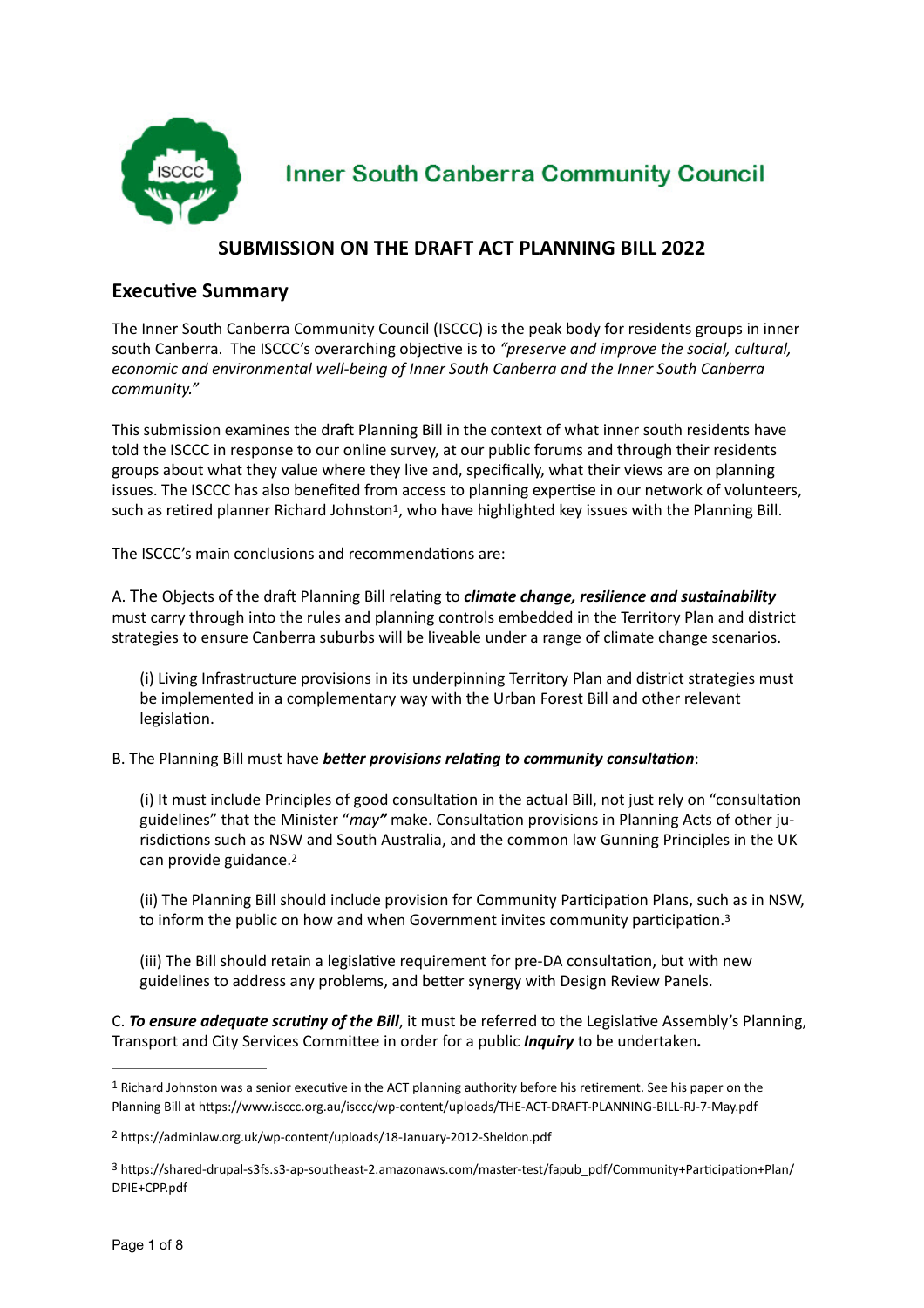Inner South Canberra Community Council

# SUBMISSION ON THE DRAFT ACT PLANNING BILL 2022

## Executive Summary

The Inner South Canberra Community Council (ISCCC) is the peak body for residents groups in inner south Canberra. The ISCCC's overarching objective is to *"preserve and improve the social, cultural, economic and environmental well-being of Inner South Canberra and the Inner South Canberra community."*

This submission examines the draft Planning Bill in the context of what inner south residents have told the ISCCC in response to our online survey, at our public forums and through their residents groups about what they value where they live and, specifically, what their views are on planning issues. The ISCCC has also benefited from access to planning expertise in our network of volunteers, such as retired planner Richard Johnston[1], who have highlighted key issues with the Planning Bill.

The ISCCC's main conclusions and recommendations are:

A. The Objects of the draft Planning Bill relating to ***climate change, resilience and sustainability*** must carry through into the rules and planning controls embedded in the Territory Plan and district strategies to ensure Canberra suburbs will be liveable under a range of climate change scenarios.

> (i) Living Infrastructure provisions in its underpinning Territory Plan and district strategies must be implemented in a complementary way with the Urban Forest Bill and other relevant legislation.

B. The Planning Bill must have ***better provisions relating to community consultation***:

> (i) It must include Principles of good consultation in the actual Bill, not just rely on "consultation guidelines" that the Minister "*may*" make. Consultation provisions in Planning Acts of other jurisdictions such as NSW and South Australia, and the common law Gunning Principles in the UK can provide guidance.[2]
>
> (ii) The Planning Bill should include provision for Community Participation Plans, such as in NSW, to inform the public on how and when Government invites community participation.[3]
>
> (iii) The Bill should retain a legislative requirement for pre-DA consultation, but with new guidelines to address any problems, and better synergy with Design Review Panels.

C. ***To ensure adequate scrutiny of the Bill***, it must be referred to the Legislative Assembly's Planning, Transport and City Services Committee in order for a public ***Inquiry*** to be undertaken***.***

---

[1] Richard Johnston was a senior executive in the ACT planning authority before his retirement. See his paper on the Planning Bill at https://www.isccc.org.au/isccc/wp-content/uploads/THE-ACT-DRAFT-PLANNING-BILL-RJ-7-May.pdf

[2] https://adminlaw.org.uk/wp-content/uploads/18-January-2012-Sheldon.pdf

[3] https://shared-drupal-s3fs.s3-ap-southeast-2.amazonaws.com/master-test/fapub_pdf/Community+Participation+Plan/DPIE+CPP.pdf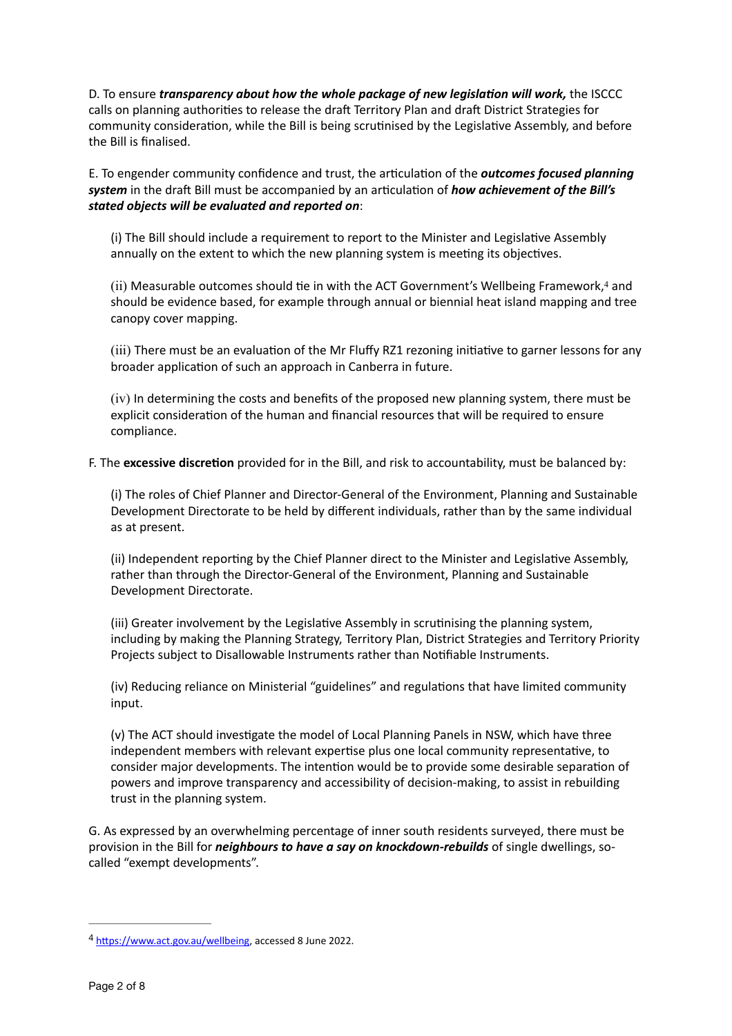D. To ensure ***transparency about how the whole package of new legislation will work,*** the ISCCC calls on planning authorities to release the draft Territory Plan and draft District Strategies for community consideration, while the Bill is being scrutinised by the Legislative Assembly, and before the Bill is finalised.

E. To engender community confidence and trust, the articulation of the ***outcomes focused planning system*** in the draft Bill must be accompanied by an articulation of ***how achievement of the Bill's stated objects will be evaluated and reported on***:

(i) The Bill should include a requirement to report to the Minister and Legislative Assembly annually on the extent to which the new planning system is meeting its objectives.

(ii) Measurable outcomes should tie in with the ACT Government's Wellbeing Framework,[4] and should be evidence based, for example through annual or biennial heat island mapping and tree canopy cover mapping.

(iii) There must be an evaluation of the Mr Fluffy RZ1 rezoning initiative to garner lessons for any broader application of such an approach in Canberra in future.

(iv) In determining the costs and benefits of the proposed new planning system, there must be explicit consideration of the human and financial resources that will be required to ensure compliance.

F. The **excessive discretion** provided for in the Bill, and risk to accountability, must be balanced by:

(i) The roles of Chief Planner and Director-General of the Environment, Planning and Sustainable Development Directorate to be held by different individuals, rather than by the same individual as at present.

(ii) Independent reporting by the Chief Planner direct to the Minister and Legislative Assembly, rather than through the Director-General of the Environment, Planning and Sustainable Development Directorate.

(iii) Greater involvement by the Legislative Assembly in scrutinising the planning system, including by making the Planning Strategy, Territory Plan, District Strategies and Territory Priority Projects subject to Disallowable Instruments rather than Notifiable Instruments.

(iv) Reducing reliance on Ministerial "guidelines" and regulations that have limited community input.

(v) The ACT should investigate the model of Local Planning Panels in NSW, which have three independent members with relevant expertise plus one local community representative, to consider major developments. The intention would be to provide some desirable separation of powers and improve transparency and accessibility of decision-making, to assist in rebuilding trust in the planning system.

G. As expressed by an overwhelming percentage of inner south residents surveyed, there must be provision in the Bill for ***neighbours to have a say on knockdown-rebuilds*** of single dwellings, so-called "exempt developments".

---

[4] https://www.act.gov.au/wellbeing, accessed 8 June 2022.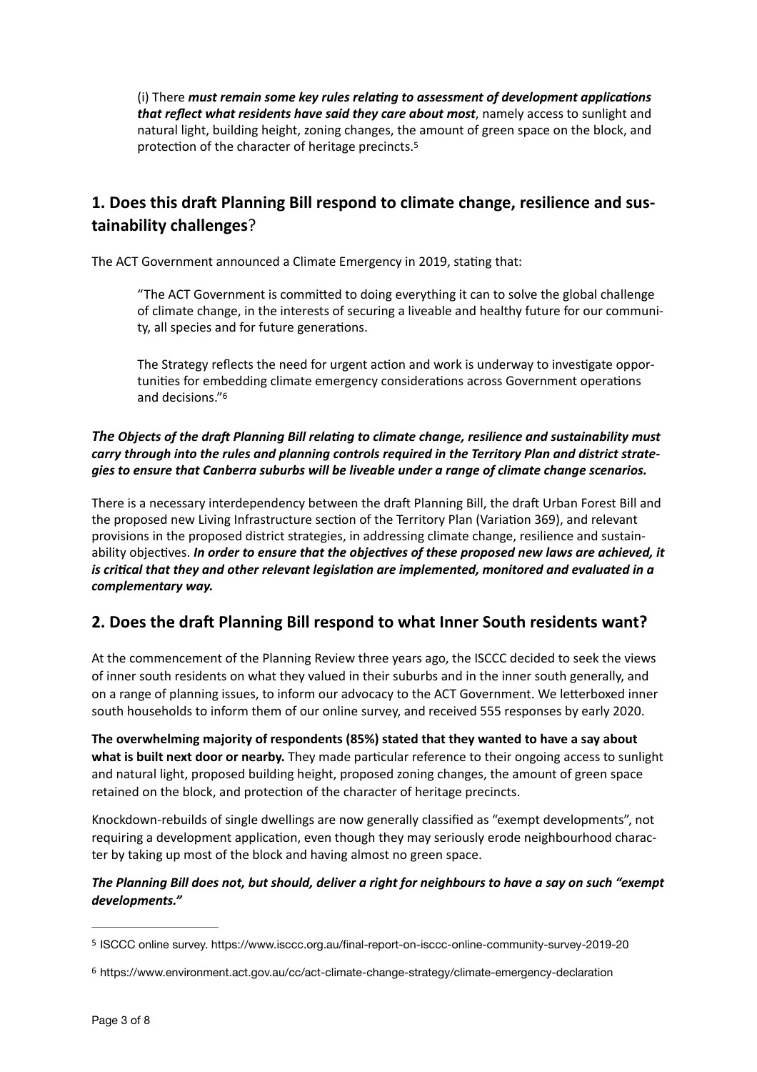(i) There ***must remain some key rules relating to assessment of development applications that reflect what residents have said they care about most***, namely access to sunlight and natural light, building height, zoning changes, the amount of green space on the block, and protection of the character of heritage precincts.[5]

## 1. Does this draft Planning Bill respond to climate change, resilience and sustainability challenges?

The ACT Government announced a Climate Emergency in 2019, stating that:

> "The ACT Government is committed to doing everything it can to solve the global challenge of climate change, in the interests of securing a liveable and healthy future for our community, all species and for future generations.
>
> The Strategy reflects the need for urgent action and work is underway to investigate opportunities for embedding climate emergency considerations across Government operations and decisions."[6]

***The Objects of the draft Planning Bill relating to climate change, resilience and sustainability must carry through into the rules and planning controls required in the Territory Plan and district strategies to ensure that Canberra suburbs will be liveable under a range of climate change scenarios.***

There is a necessary interdependency between the draft Planning Bill, the draft Urban Forest Bill and the proposed new Living Infrastructure section of the Territory Plan (Variation 369), and relevant provisions in the proposed district strategies, in addressing climate change, resilience and sustainability objectives. ***In order to ensure that the objectives of these proposed new laws are achieved, it is critical that they and other relevant legislation are implemented, monitored and evaluated in a complementary way.***

## 2. Does the draft Planning Bill respond to what Inner South residents want?

At the commencement of the Planning Review three years ago, the ISCCC decided to seek the views of inner south residents on what they valued in their suburbs and in the inner south generally, and on a range of planning issues, to inform our advocacy to the ACT Government. We letterboxed inner south households to inform them of our online survey, and received 555 responses by early 2020.

**The overwhelming majority of respondents (85%) stated that they wanted to have a say about what is built next door or nearby.** They made particular reference to their ongoing access to sunlight and natural light, proposed building height, proposed zoning changes, the amount of green space retained on the block, and protection of the character of heritage precincts.

Knockdown-rebuilds of single dwellings are now generally classified as "exempt developments", not requiring a development application, even though they may seriously erode neighbourhood character by taking up most of the block and having almost no green space.

***The Planning Bill does not, but should, deliver a right for neighbours to have a say on such "exempt developments."***

---

[5] ISCCC online survey. https://www.isccc.org.au/final-report-on-isccc-online-community-survey-2019-20

[6] https://www.environment.act.gov.au/cc/act-climate-change-strategy/climate-emergency-declaration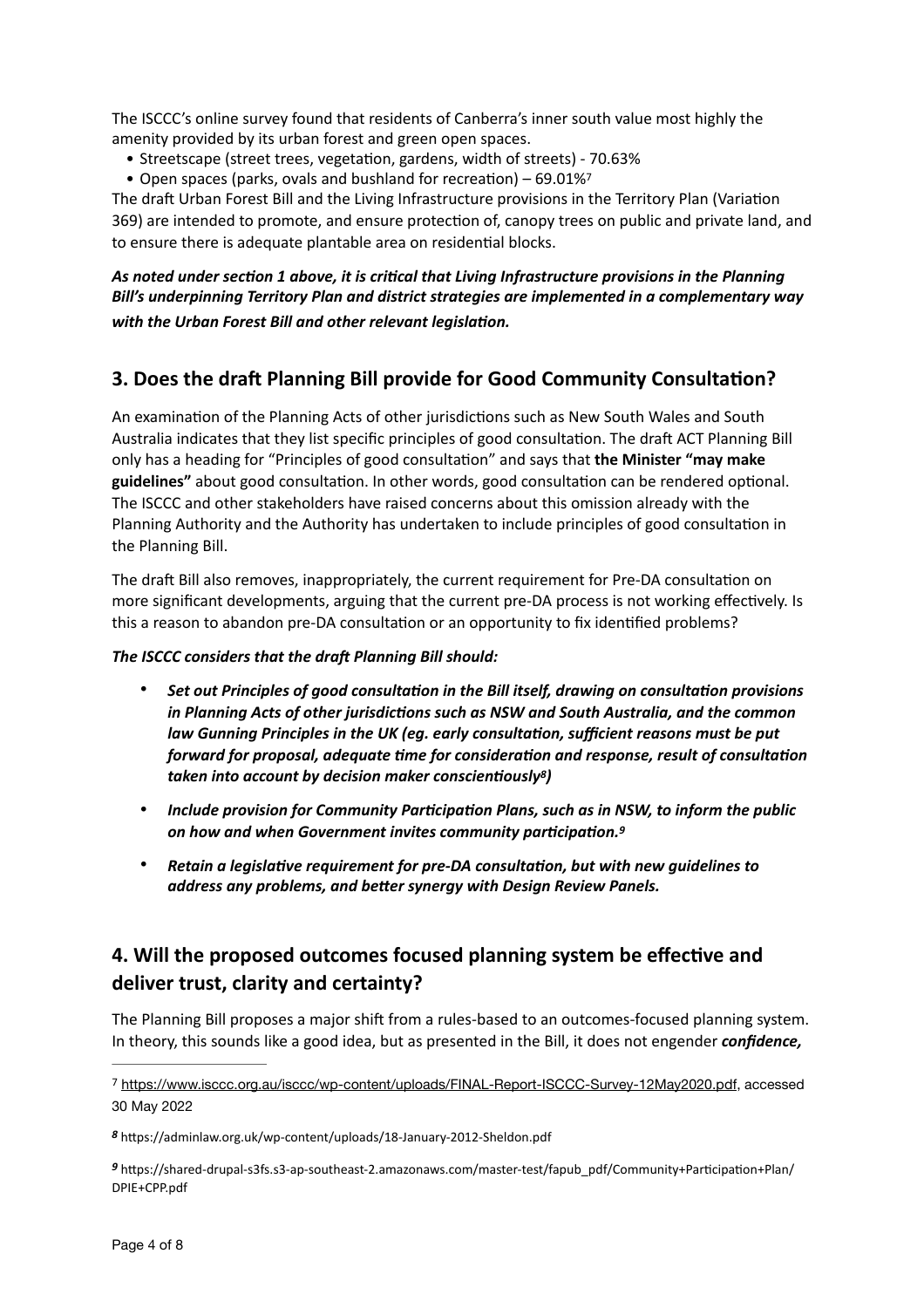The ISCCC's online survey found that residents of Canberra's inner south value most highly the amenity provided by its urban forest and green open spaces.

- Streetscape (street trees, vegetation, gardens, width of streets) - 70.63%
- Open spaces (parks, ovals and bushland for recreation) – 69.01%[7]

The draft Urban Forest Bill and the Living Infrastructure provisions in the Territory Plan (Variation 369) are intended to promote, and ensure protection of, canopy trees on public and private land, and to ensure there is adequate plantable area on residential blocks.

***As noted under section 1 above, it is critical that Living Infrastructure provisions in the Planning Bill's underpinning Territory Plan and district strategies are implemented in a complementary way with the Urban Forest Bill and other relevant legislation.***

## 3. Does the draft Planning Bill provide for Good Community Consultation?

An examination of the Planning Acts of other jurisdictions such as New South Wales and South Australia indicates that they list specific principles of good consultation. The draft ACT Planning Bill only has a heading for "Principles of good consultation" and says that **the Minister "may make guidelines"** about good consultation. In other words, good consultation can be rendered optional. The ISCCC and other stakeholders have raised concerns about this omission already with the Planning Authority and the Authority has undertaken to include principles of good consultation in the Planning Bill.

The draft Bill also removes, inappropriately, the current requirement for Pre-DA consultation on more significant developments, arguing that the current pre-DA process is not working effectively. Is this a reason to abandon pre-DA consultation or an opportunity to fix identified problems?

***The ISCCC considers that the draft Planning Bill should:***

- ***Set out Principles of good consultation in the Bill itself, drawing on consultation provisions in Planning Acts of other jurisdictions such as NSW and South Australia, and the common law Gunning Principles in the UK (eg. early consultation, sufficient reasons must be put forward for proposal, adequate time for consideration and response, result of consultation taken into account by decision maker conscientiously[8])***
- ***Include provision for Community Participation Plans, such as in NSW, to inform the public on how and when Government invites community participation.[9]***
- ***Retain a legislative requirement for pre-DA consultation, but with new guidelines to address any problems, and better synergy with Design Review Panels.***

## 4. Will the proposed outcomes focused planning system be effective and deliver trust, clarity and certainty?

The Planning Bill proposes a major shift from a rules-based to an outcomes-focused planning system. In theory, this sounds like a good idea, but as presented in the Bill, it does not engender ***confidence,***

---

[7] https://www.isccc.org.au/isccc/wp-content/uploads/FINAL-Report-ISCCC-Survey-12May2020.pdf, accessed 30 May 2022

[8] https://adminlaw.org.uk/wp-content/uploads/18-January-2012-Sheldon.pdf

[9] https://shared-drupal-s3fs.s3-ap-southeast-2.amazonaws.com/master-test/fapub_pdf/Community+Participation+Plan/DPIE+CPP.pdf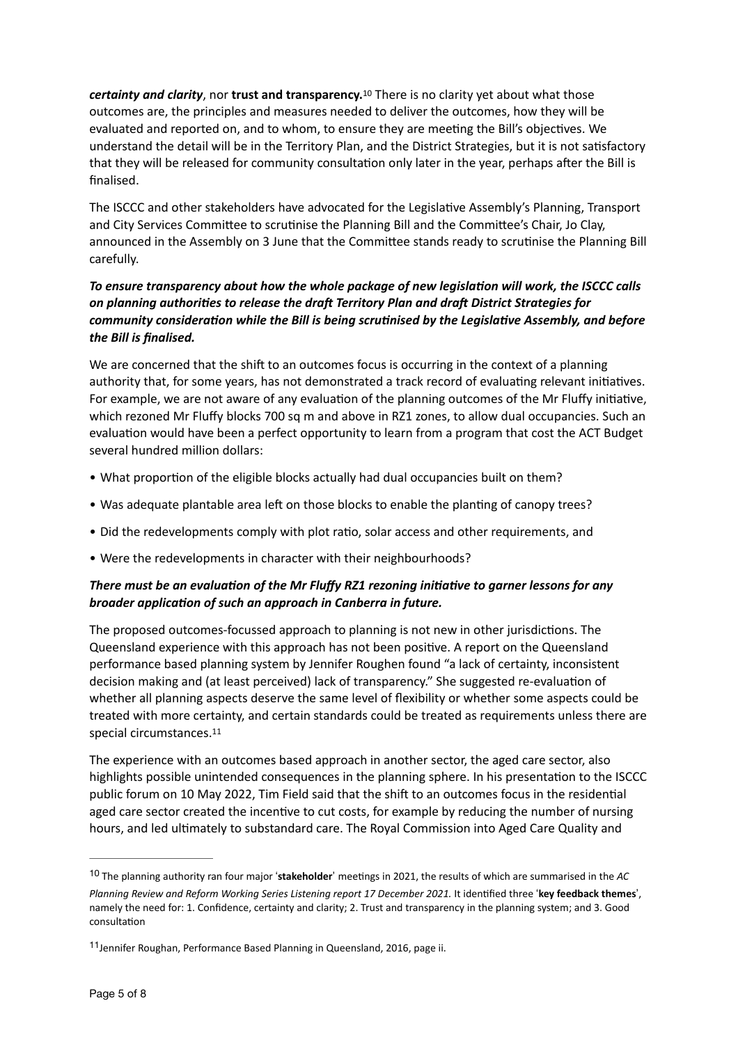***certainty and clarity***, nor **trust and transparency.**[10] There is no clarity yet about what those outcomes are, the principles and measures needed to deliver the outcomes, how they will be evaluated and reported on, and to whom, to ensure they are meeting the Bill's objectives. We understand the detail will be in the Territory Plan, and the District Strategies, but it is not satisfactory that they will be released for community consultation only later in the year, perhaps after the Bill is finalised.

The ISCCC and other stakeholders have advocated for the Legislative Assembly's Planning, Transport and City Services Committee to scrutinise the Planning Bill and the Committee's Chair, Jo Clay, announced in the Assembly on 3 June that the Committee stands ready to scrutinise the Planning Bill carefully.

***To ensure transparency about how the whole package of new legislation will work, the ISCCC calls on planning authorities to release the draft Territory Plan and draft District Strategies for community consideration while the Bill is being scrutinised by the Legislative Assembly, and before the Bill is finalised.***

We are concerned that the shift to an outcomes focus is occurring in the context of a planning authority that, for some years, has not demonstrated a track record of evaluating relevant initiatives. For example, we are not aware of any evaluation of the planning outcomes of the Mr Fluffy initiative, which rezoned Mr Fluffy blocks 700 sq m and above in RZ1 zones, to allow dual occupancies. Such an evaluation would have been a perfect opportunity to learn from a program that cost the ACT Budget several hundred million dollars:

- What proportion of the eligible blocks actually had dual occupancies built on them?
- Was adequate plantable area left on those blocks to enable the planting of canopy trees?
- Did the redevelopments comply with plot ratio, solar access and other requirements, and
- Were the redevelopments in character with their neighbourhoods?

***There must be an evaluation of the Mr Fluffy RZ1 rezoning initiative to garner lessons for any broader application of such an approach in Canberra in future.***

The proposed outcomes-focussed approach to planning is not new in other jurisdictions. The Queensland experience with this approach has not been positive. A report on the Queensland performance based planning system by Jennifer Roughen found "a lack of certainty, inconsistent decision making and (at least perceived) lack of transparency." She suggested re-evaluation of whether all planning aspects deserve the same level of flexibility or whether some aspects could be treated with more certainty, and certain standards could be treated as requirements unless there are special circumstances.[11]

The experience with an outcomes based approach in another sector, the aged care sector, also highlights possible unintended consequences in the planning sphere. In his presentation to the ISCCC public forum on 10 May 2022, Tim Field said that the shift to an outcomes focus in the residential aged care sector created the incentive to cut costs, for example by reducing the number of nursing hours, and led ultimately to substandard care. The Royal Commission into Aged Care Quality and

---

[10] The planning authority ran four major '**stakeholder**' meetings in 2021, the results of which are summarised in the *AC Planning Review and Reform Working Series Listening report 17 December 2021.* It identified three '**key feedback themes**', namely the need for: 1. Confidence, certainty and clarity; 2. Trust and transparency in the planning system; and 3. Good consultation

[11] Jennifer Roughan, Performance Based Planning in Queensland, 2016, page ii.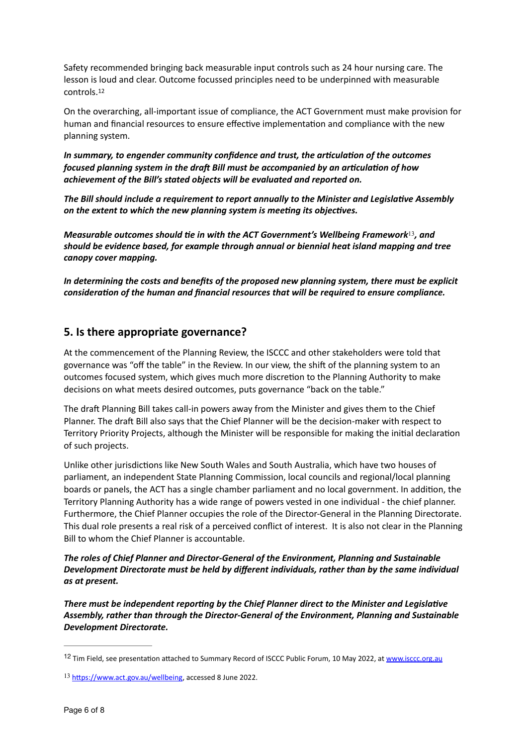Safety recommended bringing back measurable input controls such as 24 hour nursing care. The lesson is loud and clear. Outcome focussed principles need to be underpinned with measurable controls.[12]

On the overarching, all-important issue of compliance, the ACT Government must make provision for human and financial resources to ensure effective implementation and compliance with the new planning system.

***In summary, to engender community confidence and trust, the articulation of the outcomes focused planning system in the draft Bill must be accompanied by an articulation of how achievement of the Bill's stated objects will be evaluated and reported on.***

***The Bill should include a requirement to report annually to the Minister and Legislative Assembly on the extent to which the new planning system is meeting its objectives.***

***Measurable outcomes should tie in with the ACT Government's Wellbeing Framework[13], and should be evidence based, for example through annual or biennial heat island mapping and tree canopy cover mapping.***

***In determining the costs and benefits of the proposed new planning system, there must be explicit consideration of the human and financial resources that will be required to ensure compliance.***

## 5. Is there appropriate governance?

At the commencement of the Planning Review, the ISCCC and other stakeholders were told that governance was "off the table" in the Review. In our view, the shift of the planning system to an outcomes focused system, which gives much more discretion to the Planning Authority to make decisions on what meets desired outcomes, puts governance "back on the table."

The draft Planning Bill takes call-in powers away from the Minister and gives them to the Chief Planner. The draft Bill also says that the Chief Planner will be the decision-maker with respect to Territory Priority Projects, although the Minister will be responsible for making the initial declaration of such projects.

Unlike other jurisdictions like New South Wales and South Australia, which have two houses of parliament, an independent State Planning Commission, local councils and regional/local planning boards or panels, the ACT has a single chamber parliament and no local government. In addition, the Territory Planning Authority has a wide range of powers vested in one individual - the chief planner. Furthermore, the Chief Planner occupies the role of the Director-General in the Planning Directorate. This dual role presents a real risk of a perceived conflict of interest. It is also not clear in the Planning Bill to whom the Chief Planner is accountable.

***The roles of Chief Planner and Director-General of the Environment, Planning and Sustainable Development Directorate must be held by different individuals, rather than by the same individual as at present.***

***There must be independent reporting by the Chief Planner direct to the Minister and Legislative Assembly, rather than through the Director-General of the Environment, Planning and Sustainable Development Directorate.***

---

[12] Tim Field, see presentation attached to Summary Record of ISCCC Public Forum, 10 May 2022, at www.isccc.org.au

[13] https://www.act.gov.au/wellbeing, accessed 8 June 2022.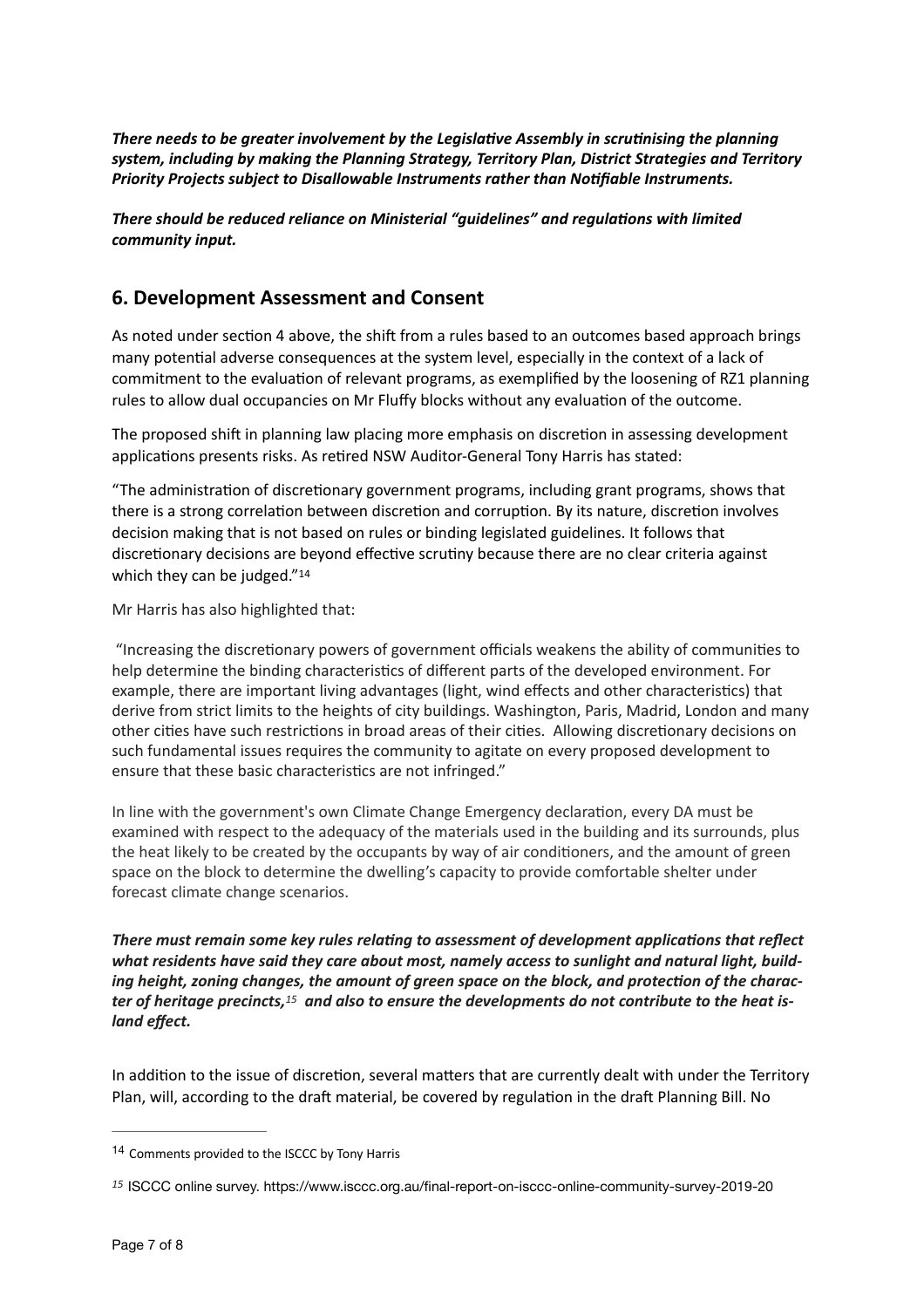***There needs to be greater involvement by the Legislative Assembly in scrutinising the planning system, including by making the Planning Strategy, Territory Plan, District Strategies and Territory Priority Projects subject to Disallowable Instruments rather than Notifiable Instruments.***

***There should be reduced reliance on Ministerial "guidelines" and regulations with limited community input.***

## 6. Development Assessment and Consent

As noted under section 4 above, the shift from a rules based to an outcomes based approach brings many potential adverse consequences at the system level, especially in the context of a lack of commitment to the evaluation of relevant programs, as exemplified by the loosening of RZ1 planning rules to allow dual occupancies on Mr Fluffy blocks without any evaluation of the outcome.

The proposed shift in planning law placing more emphasis on discretion in assessing development applications presents risks. As retired NSW Auditor-General Tony Harris has stated:

"The administration of discretionary government programs, including grant programs, shows that there is a strong correlation between discretion and corruption. By its nature, discretion involves decision making that is not based on rules or binding legislated guidelines. It follows that discretionary decisions are beyond effective scrutiny because there are no clear criteria against which they can be judged."[14]

Mr Harris has also highlighted that:

"Increasing the discretionary powers of government officials weakens the ability of communities to help determine the binding characteristics of different parts of the developed environment. For example, there are important living advantages (light, wind effects and other characteristics) that derive from strict limits to the heights of city buildings. Washington, Paris, Madrid, London and many other cities have such restrictions in broad areas of their cities. Allowing discretionary decisions on such fundamental issues requires the community to agitate on every proposed development to ensure that these basic characteristics are not infringed."

In line with the government's own Climate Change Emergency declaration, every DA must be examined with respect to the adequacy of the materials used in the building and its surrounds, plus the heat likely to be created by the occupants by way of air conditioners, and the amount of green space on the block to determine the dwelling's capacity to provide comfortable shelter under forecast climate change scenarios.

***There must remain some key rules relating to assessment of development applications that reflect what residents have said they care about most, namely access to sunlight and natural light, building height, zoning changes, the amount of green space on the block, and protection of the character of heritage precincts,[15] and also to ensure the developments do not contribute to the heat island effect.***

In addition to the issue of discretion, several matters that are currently dealt with under the Territory Plan, will, according to the draft material, be covered by regulation in the draft Planning Bill. No

---

[14] Comments provided to the ISCCC by Tony Harris

[15] ISCCC online survey. https://www.isccc.org.au/final-report-on-isccc-online-community-survey-2019-20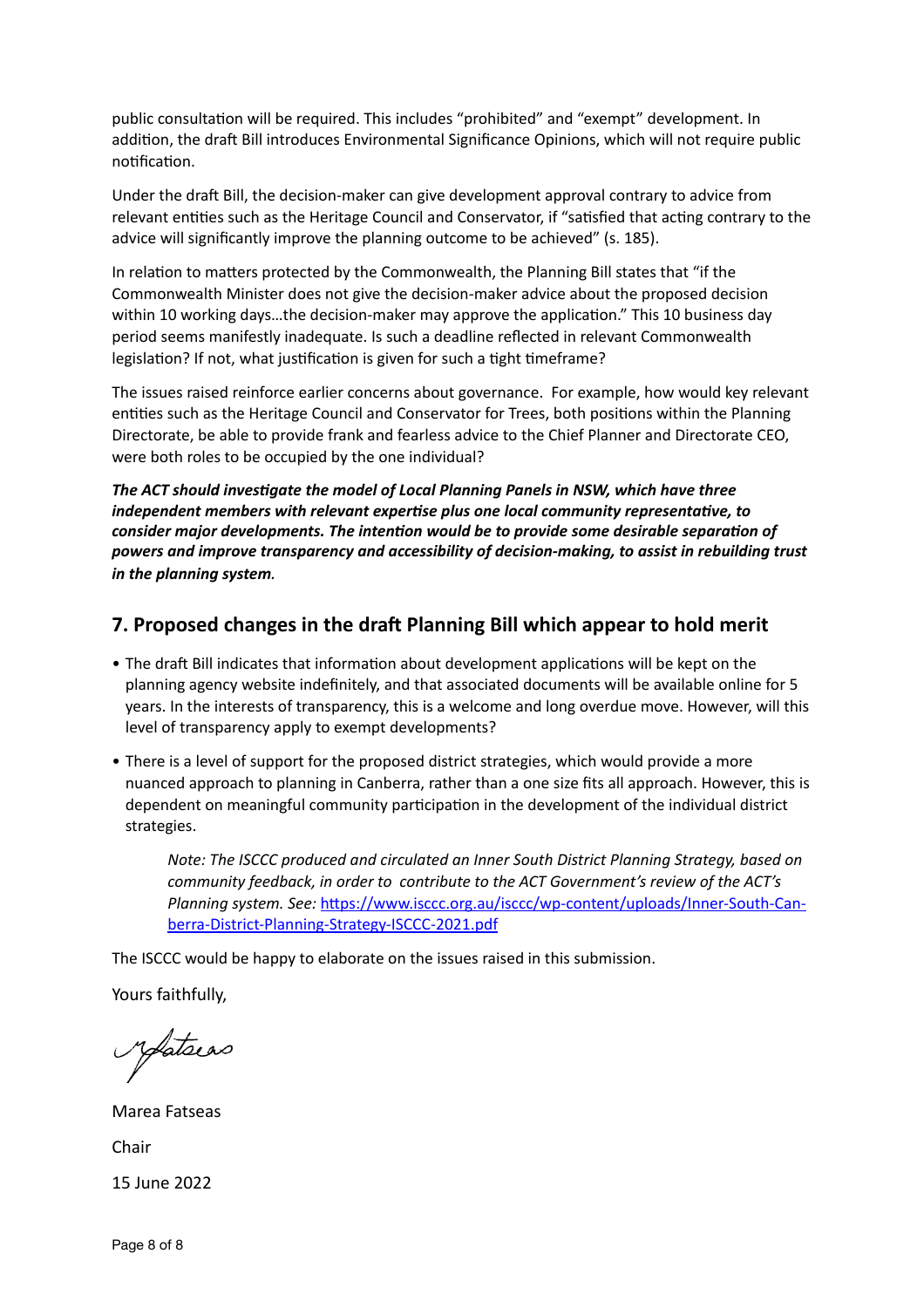public consultation will be required. This includes "prohibited" and "exempt" development. In addition, the draft Bill introduces Environmental Significance Opinions, which will not require public notification.

Under the draft Bill, the decision-maker can give development approval contrary to advice from relevant entities such as the Heritage Council and Conservator, if "satisfied that acting contrary to the advice will significantly improve the planning outcome to be achieved" (s. 185).

In relation to matters protected by the Commonwealth, the Planning Bill states that "if the Commonwealth Minister does not give the decision-maker advice about the proposed decision within 10 working days…the decision-maker may approve the application." This 10 business day period seems manifestly inadequate. Is such a deadline reflected in relevant Commonwealth legislation? If not, what justification is given for such a tight timeframe?

The issues raised reinforce earlier concerns about governance. For example, how would key relevant entities such as the Heritage Council and Conservator for Trees, both positions within the Planning Directorate, be able to provide frank and fearless advice to the Chief Planner and Directorate CEO, were both roles to be occupied by the one individual?

***The ACT should investigate the model of Local Planning Panels in NSW, which have three independent members with relevant expertise plus one local community representative, to consider major developments. The intention would be to provide some desirable separation of powers and improve transparency and accessibility of decision-making, to assist in rebuilding trust in the planning system.***

## 7. Proposed changes in the draft Planning Bill which appear to hold merit

- The draft Bill indicates that information about development applications will be kept on the planning agency website indefinitely, and that associated documents will be available online for 5 years. In the interests of transparency, this is a welcome and long overdue move. However, will this level of transparency apply to exempt developments?
- There is a level of support for the proposed district strategies, which would provide a more nuanced approach to planning in Canberra, rather than a one size fits all approach. However, this is dependent on meaningful community participation in the development of the individual district strategies.

  *Note: The ISCCC produced and circulated an Inner South District Planning Strategy, based on community feedback, in order to contribute to the ACT Government's review of the ACT's Planning system. See:* https://www.isccc.org.au/isccc/wp-content/uploads/Inner-South-Canberra-District-Planning-Strategy-ISCCC-2021.pdf

The ISCCC would be happy to elaborate on the issues raised in this submission.

Yours faithfully,

Marea Fatseas

Chair

15 June 2022